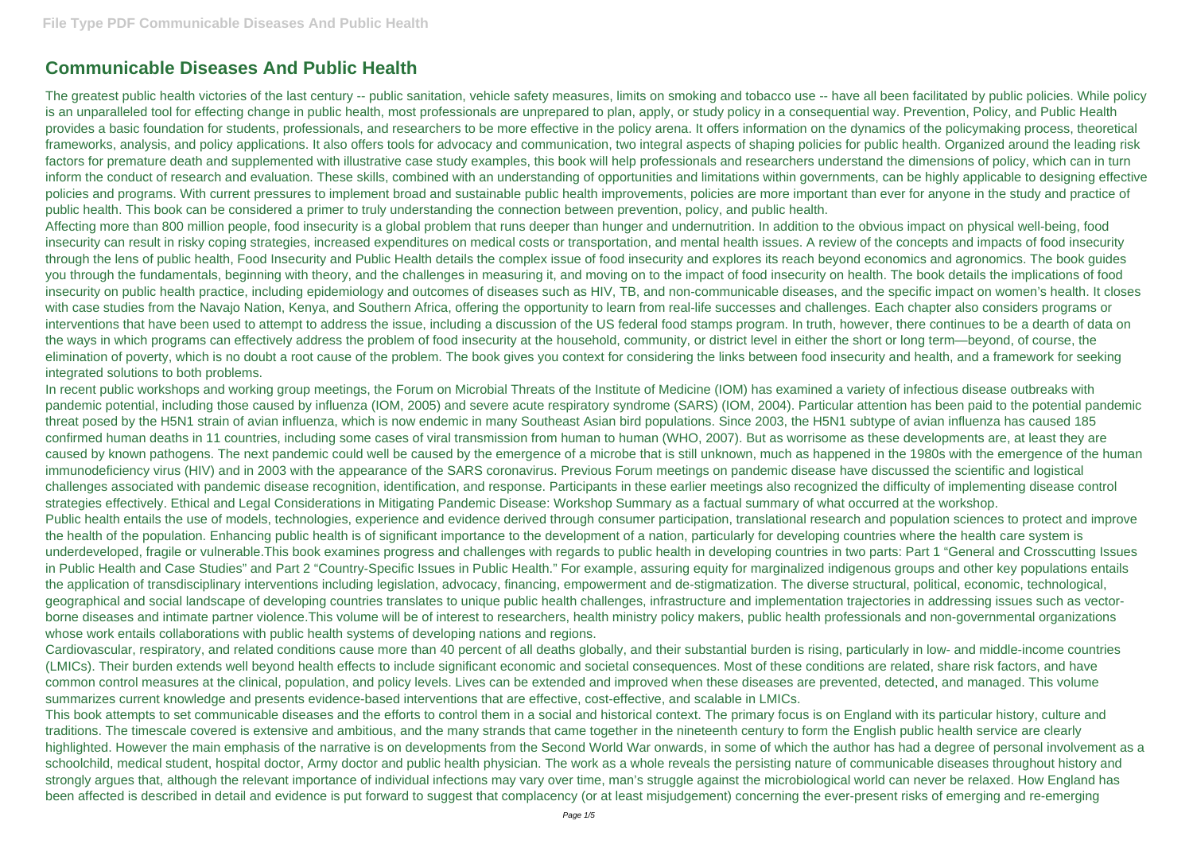# Communicable Diseases And Public Health

The greatest public health victories of the last century -- public sanitation, vehicle safety measures, limits on smoking and tobacco use -- have all been facilitated by public policies. While policy is an unparalleled tool for effecting change in public health, most professionals are unprepared to plan, apply, or study policy in a consequential way. Prevention, Policy, and Public Health provides a basic foundation for students, professionals, and researchers to be more effective in the policy arena. It offers information on the dynamics of the policymaking process, theoretical frameworks, analysis, and policy applications. It also offers tools for advocacy and communication, two integral aspects of shaping policies for public health. Organized around the leading risk factors for premature death and supplemented with illustrative case study examples, this book will help professionals and researchers understand the dimensions of policy, which can in turn inform the conduct of research and evaluation. These skills, combined with an understanding of opportunities and limitations within governments, can be highly applicable to designing effective policies and programs. With current pressures to implement broad and sustainable public health improvements, policies are more important than ever for anyone in the study and practice of public health. This book can be considered a primer to truly understanding the connection between prevention, policy, and public health.

Affecting more than 800 million people, food insecurity is a global problem that runs deeper than hunger and undernutrition. In addition to the obvious impact on physical well-being, food insecurity can result in risky coping strategies, increased expenditures on medical costs or transportation, and mental health issues. A review of the concepts and impacts of food insecurity through the lens of public health, Food Insecurity and Public Health details the complex issue of food insecurity and explores its reach beyond economics and agronomics. The book guides you through the fundamentals, beginning with theory, and the challenges in measuring it, and moving on to the impact of food insecurity on health. The book details the implications of food insecurity on public health practice, including epidemiology and outcomes of diseases such as HIV, TB, and non-communicable diseases, and the specific impact on women's health. It closes with case studies from the Navajo Nation, Kenya, and Southern Africa, offering the opportunity to learn from real-life successes and challenges. Each chapter also considers programs or interventions that have been used to attempt to address the issue, including a discussion of the US federal food stamps program. In truth, however, there continues to be a dearth of data on the ways in which programs can effectively address the problem of food insecurity at the household, community, or district level in either the short or long term—beyond, of course, the elimination of poverty, which is no doubt a root cause of the problem. The book gives you context for considering the links between food insecurity and health, and a framework for seeking integrated solutions to both problems.

In recent public workshops and working group meetings, the Forum on Microbial Threats of the Institute of Medicine (IOM) has examined a variety of infectious disease outbreaks with pandemic potential, including those caused by influenza (IOM, 2005) and severe acute respiratory syndrome (SARS) (IOM, 2004). Particular attention has been paid to the potential pandemic threat posed by the H5N1 strain of avian influenza, which is now endemic in many Southeast Asian bird populations. Since 2003, the H5N1 subtype of avian influenza has caused 185 confirmed human deaths in 11 countries, including some cases of viral transmission from human to human (WHO, 2007). But as worrisome as these developments are, at least they are caused by known pathogens. The next pandemic could well be caused by the emergence of a microbe that is still unknown, much as happened in the 1980s with the emergence of the human immunodeficiency virus (HIV) and in 2003 with the appearance of the SARS coronavirus. Previous Forum meetings on pandemic disease have discussed the scientific and logistical challenges associated with pandemic disease recognition, identification, and response. Participants in these earlier meetings also recognized the difficulty of implementing disease control strategies effectively. Ethical and Legal Considerations in Mitigating Pandemic Disease: Workshop Summary as a factual summary of what occurred at the workshop.

Public health entails the use of models, technologies, experience and evidence derived through consumer participation, translational research and population sciences to protect and improve the health of the population. Enhancing public health is of significant importance to the development of a nation, particularly for developing countries where the health care system is underdeveloped, fragile or vulnerable.This book examines progress and challenges with regards to public health in developing countries in two parts: Part 1 "General and Crosscutting Issues in Public Health and Case Studies" and Part 2 "Country-Specific Issues in Public Health." For example, assuring equity for marginalized indigenous groups and other key populations entails the application of transdisciplinary interventions including legislation, advocacy, financing, empowerment and de-stigmatization. The diverse structural, political, economic, technological, geographical and social landscape of developing countries translates to unique public health challenges, infrastructure and implementation trajectories in addressing issues such as vector-borne diseases and intimate partner violence.This volume will be of interest to researchers, health ministry policy makers, public health professionals and non-governmental organizations whose work entails collaborations with public health systems of developing nations and regions.

Cardiovascular, respiratory, and related conditions cause more than 40 percent of all deaths globally, and their substantial burden is rising, particularly in low- and middle-income countries (LMICs). Their burden extends well beyond health effects to include significant economic and societal consequences. Most of these conditions are related, share risk factors, and have common control measures at the clinical, population, and policy levels. Lives can be extended and improved when these diseases are prevented, detected, and managed. This volume summarizes current knowledge and presents evidence-based interventions that are effective, cost-effective, and scalable in LMICs.

This book attempts to set communicable diseases and the efforts to control them in a social and historical context. The primary focus is on England with its particular history, culture and traditions. The timescale covered is extensive and ambitious, and the many strands that came together in the nineteenth century to form the English public health service are clearly highlighted. However the main emphasis of the narrative is on developments from the Second World War onwards, in some of which the author has had a degree of personal involvement as a schoolchild, medical student, hospital doctor, Army doctor and public health physician. The work as a whole reveals the persisting nature of communicable diseases throughout history and strongly argues that, although the relevant importance of individual infections may vary over time, man's struggle against the microbiological world can never be relaxed. How England has been affected is described in detail and evidence is put forward to suggest that complacency (or at least misjudgement) concerning the ever-present risks of emerging and re-emerging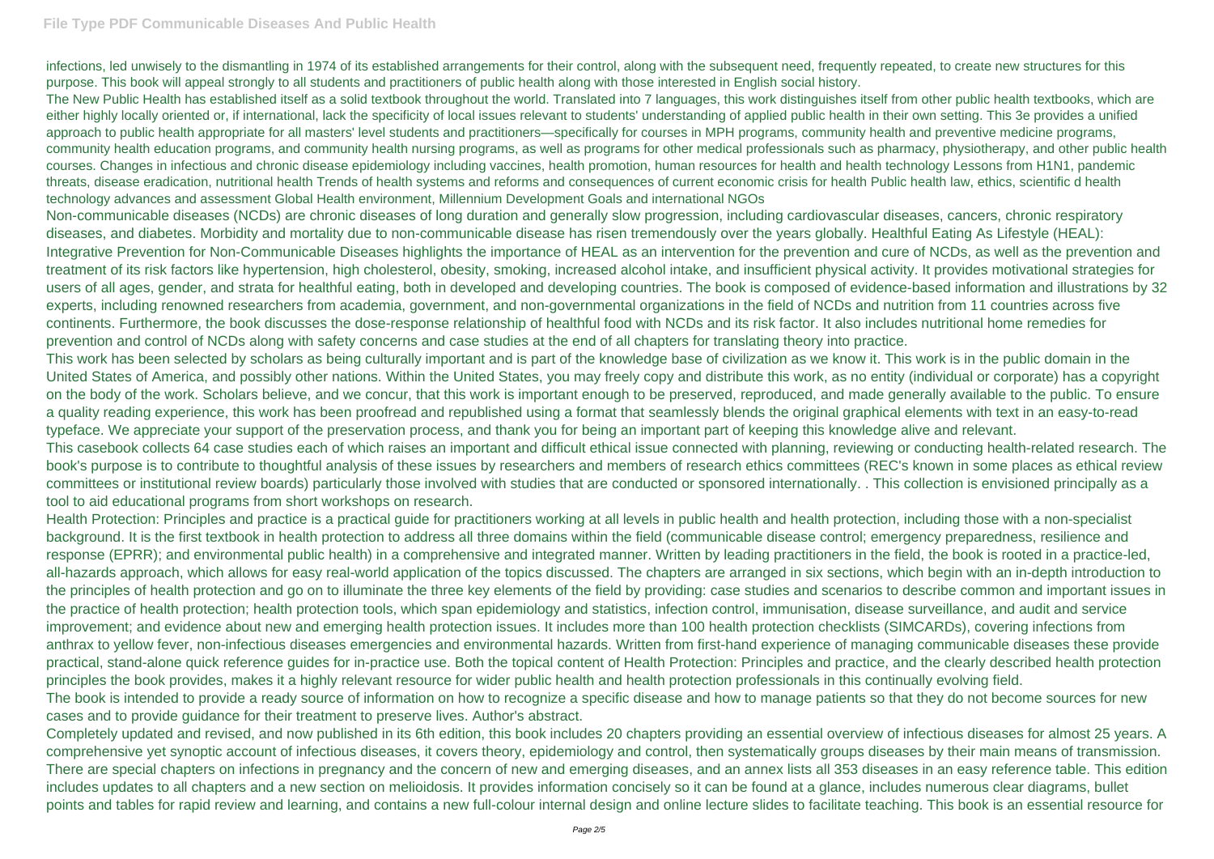infections, led unwisely to the dismantling in 1974 of its established arrangements for their control, along with the subsequent need, frequently repeated, to create new structures for this purpose. This book will appeal strongly to all students and practitioners of public health along with those interested in English social history.

The New Public Health has established itself as a solid textbook throughout the world. Translated into 7 languages, this work distinguishes itself from other public health textbooks, which are either highly locally oriented or, if international, lack the specificity of local issues relevant to students' understanding of applied public health in their own setting. This 3e provides a unified approach to public health appropriate for all masters' level students and practitioners—specifically for courses in MPH programs, community health and preventive medicine programs, community health education programs, and community health nursing programs, as well as programs for other medical professionals such as pharmacy, physiotherapy, and other public health courses. Changes in infectious and chronic disease epidemiology including vaccines, health promotion, human resources for health and health technology Lessons from H1N1, pandemic threats, disease eradication, nutritional health Trends of health systems and reforms and consequences of current economic crisis for health Public health law, ethics, scientific d health technology advances and assessment Global Health environment, Millennium Development Goals and international NGOs

Non-communicable diseases (NCDs) are chronic diseases of long duration and generally slow progression, including cardiovascular diseases, cancers, chronic respiratory diseases, and diabetes. Morbidity and mortality due to non-communicable disease has risen tremendously over the years globally. Healthful Eating As Lifestyle (HEAL): Integrative Prevention for Non-Communicable Diseases highlights the importance of HEAL as an intervention for the prevention and cure of NCDs, as well as the prevention and treatment of its risk factors like hypertension, high cholesterol, obesity, smoking, increased alcohol intake, and insufficient physical activity. It provides motivational strategies for users of all ages, gender, and strata for healthful eating, both in developed and developing countries. The book is composed of evidence-based information and illustrations by 32 experts, including renowned researchers from academia, government, and non-governmental organizations in the field of NCDs and nutrition from 11 countries across five continents. Furthermore, the book discusses the dose-response relationship of healthful food with NCDs and its risk factor. It also includes nutritional home remedies for prevention and control of NCDs along with safety concerns and case studies at the end of all chapters for translating theory into practice.

This work has been selected by scholars as being culturally important and is part of the knowledge base of civilization as we know it. This work is in the public domain in the United States of America, and possibly other nations. Within the United States, you may freely copy and distribute this work, as no entity (individual or corporate) has a copyright on the body of the work. Scholars believe, and we concur, that this work is important enough to be preserved, reproduced, and made generally available to the public. To ensure a quality reading experience, this work has been proofread and republished using a format that seamlessly blends the original graphical elements with text in an easy-to-read typeface. We appreciate your support of the preservation process, and thank you for being an important part of keeping this knowledge alive and relevant.

This casebook collects 64 case studies each of which raises an important and difficult ethical issue connected with planning, reviewing or conducting health-related research. The book's purpose is to contribute to thoughtful analysis of these issues by researchers and members of research ethics committees (REC's known in some places as ethical review committees or institutional review boards) particularly those involved with studies that are conducted or sponsored internationally. . This collection is envisioned principally as a tool to aid educational programs from short workshops on research.

Health Protection: Principles and practice is a practical guide for practitioners working at all levels in public health and health protection, including those with a non-specialist background. It is the first textbook in health protection to address all three domains within the field (communicable disease control; emergency preparedness, resilience and response (EPRR); and environmental public health) in a comprehensive and integrated manner. Written by leading practitioners in the field, the book is rooted in a practice-led, all-hazards approach, which allows for easy real-world application of the topics discussed. The chapters are arranged in six sections, which begin with an in-depth introduction to the principles of health protection and go on to illuminate the three key elements of the field by providing: case studies and scenarios to describe common and important issues in the practice of health protection; health protection tools, which span epidemiology and statistics, infection control, immunisation, disease surveillance, and audit and service improvement; and evidence about new and emerging health protection issues. It includes more than 100 health protection checklists (SIMCARDs), covering infections from anthrax to yellow fever, non-infectious diseases emergencies and environmental hazards. Written from first-hand experience of managing communicable diseases these provide practical, stand-alone quick reference guides for in-practice use. Both the topical content of Health Protection: Principles and practice, and the clearly described health protection principles the book provides, makes it a highly relevant resource for wider public health and health protection professionals in this continually evolving field.

The book is intended to provide a ready source of information on how to recognize a specific disease and how to manage patients so that they do not become sources for new cases and to provide guidance for their treatment to preserve lives. Author's abstract.

Completely updated and revised, and now published in its 6th edition, this book includes 20 chapters providing an essential overview of infectious diseases for almost 25 years. A comprehensive yet synoptic account of infectious diseases, it covers theory, epidemiology and control, then systematically groups diseases by their main means of transmission. There are special chapters on infections in pregnancy and the concern of new and emerging diseases, and an annex lists all 353 diseases in an easy reference table. This edition includes updates to all chapters and a new section on melioidosis. It provides information concisely so it can be found at a glance, includes numerous clear diagrams, bullet points and tables for rapid review and learning, and contains a new full-colour internal design and online lecture slides to facilitate teaching. This book is an essential resource for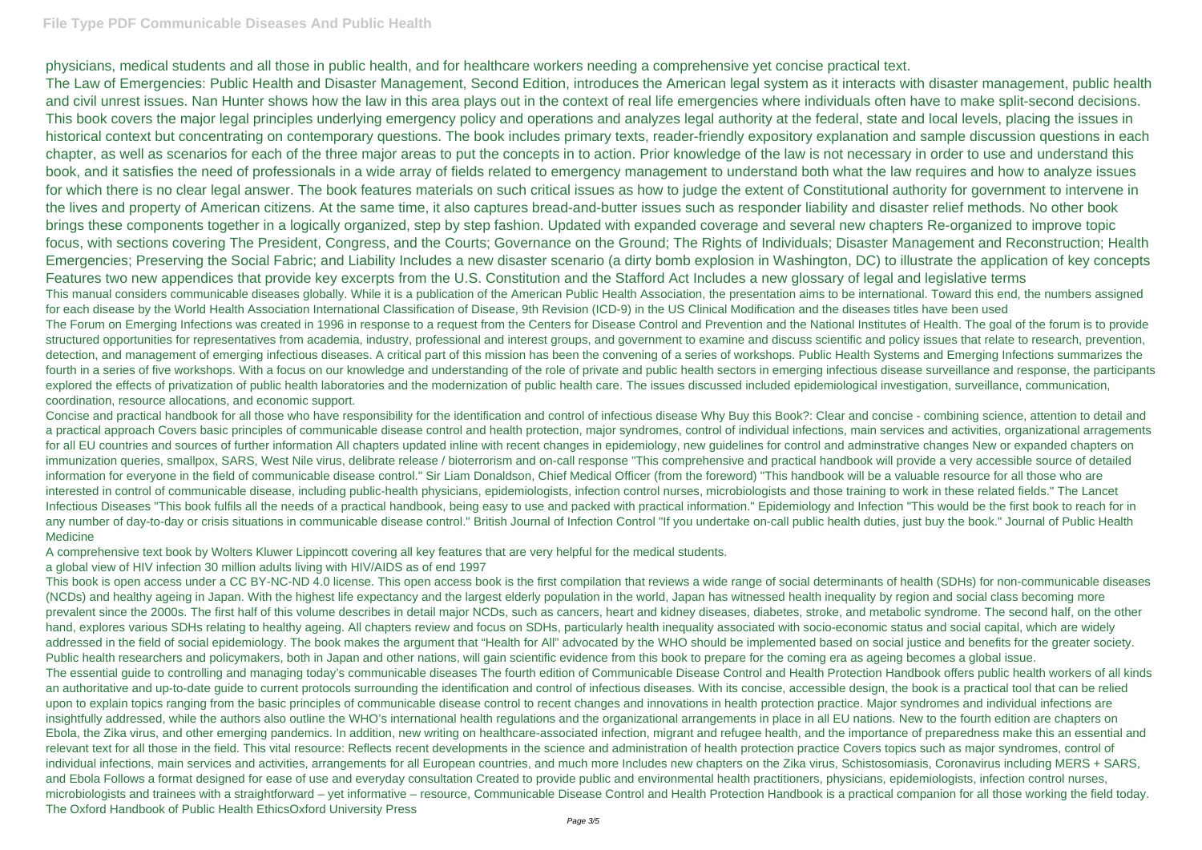physicians, medical students and all those in public health, and for healthcare workers needing a comprehensive yet concise practical text.

The Law of Emergencies: Public Health and Disaster Management, Second Edition, introduces the American legal system as it interacts with disaster management, public health and civil unrest issues. Nan Hunter shows how the law in this area plays out in the context of real life emergencies where individuals often have to make split-second decisions. This book covers the major legal principles underlying emergency policy and operations and analyzes legal authority at the federal, state and local levels, placing the issues in historical context but concentrating on contemporary questions. The book includes primary texts, reader-friendly expository explanation and sample discussion questions in each chapter, as well as scenarios for each of the three major areas to put the concepts in to action. Prior knowledge of the law is not necessary in order to use and understand this book, and it satisfies the need of professionals in a wide array of fields related to emergency management to understand both what the law requires and how to analyze issues for which there is no clear legal answer. The book features materials on such critical issues as how to judge the extent of Constitutional authority for government to intervene in the lives and property of American citizens. At the same time, it also captures bread-and-butter issues such as responder liability and disaster relief methods. No other book brings these components together in a logically organized, step by step fashion. Updated with expanded coverage and several new chapters Re-organized to improve topic focus, with sections covering The President, Congress, and the Courts; Governance on the Ground; The Rights of Individuals; Disaster Management and Reconstruction; Health Emergencies; Preserving the Social Fabric; and Liability Includes a new disaster scenario (a dirty bomb explosion in Washington, DC) to illustrate the application of key concepts Features two new appendices that provide key excerpts from the U.S. Constitution and the Stafford Act Includes a new glossary of legal and legislative terms

This manual considers communicable diseases globally. While it is a publication of the American Public Health Association, the presentation aims to be international. Toward this end, the numbers assigned for each disease by the World Health Association International Classification of Disease, 9th Revision (ICD-9) in the US Clinical Modification and the diseases titles have been used

The Forum on Emerging Infections was created in 1996 in response to a request from the Centers for Disease Control and Prevention and the National Institutes of Health. The goal of the forum is to provide structured opportunities for representatives from academia, industry, professional and interest groups, and government to examine and discuss scientific and policy issues that relate to research, prevention, detection, and management of emerging infectious diseases. A critical part of this mission has been the convening of a series of workshops. Public Health Systems and Emerging Infections summarizes the fourth in a series of five workshops. With a focus on our knowledge and understanding of the role of private and public health sectors in emerging infectious disease surveillance and response, the participants explored the effects of privatization of public health laboratories and the modernization of public health care. The issues discussed included epidemiological investigation, surveillance, communication, coordination, resource allocations, and economic support.

Concise and practical handbook for all those who have responsibility for the identification and control of infectious disease Why Buy this Book?: Clear and concise - combining science, attention to detail and a practical approach Covers basic principles of communicable disease control and health protection, major syndromes, control of individual infections, main services and activities, organizational arragements for all EU countries and sources of further information All chapters updated inline with recent changes in epidemiology, new guidelines for control and adminstrative changes New or expanded chapters on immunization queries, smallpox, SARS, West Nile virus, delibrate release / bioterrorism and on-call response "This comprehensive and practical handbook will provide a very accessible source of detailed information for everyone in the field of communicable disease control." Sir Liam Donaldson, Chief Medical Officer (from the foreword) "This handbook will be a valuable resource for all those who are interested in control of communicable disease, including public-health physicians, epidemiologists, infection control nurses, microbiologists and those training to work in these related fields." The Lancet Infectious Diseases "This book fulfils all the needs of a practical handbook, being easy to use and packed with practical information." Epidemiology and Infection "This would be the first book to reach for in any number of day-to-day or crisis situations in communicable disease control." British Journal of Infection Control "If you undertake on-call public health duties, just buy the book." Journal of Public Health Medicine

A comprehensive text book by Wolters Kluwer Lippincott covering all key features that are very helpful for the medical students.

a global view of HIV infection 30 million adults living with HIV/AIDS as of end 1997

This book is open access under a CC BY-NC-ND 4.0 license. This open access book is the first compilation that reviews a wide range of social determinants of health (SDHs) for non-communicable diseases (NCDs) and healthy ageing in Japan. With the highest life expectancy and the largest elderly population in the world, Japan has witnessed health inequality by region and social class becoming more prevalent since the 2000s. The first half of this volume describes in detail major NCDs, such as cancers, heart and kidney diseases, diabetes, stroke, and metabolic syndrome. The second half, on the other hand, explores various SDHs relating to healthy ageing. All chapters review and focus on SDHs, particularly health inequality associated with socio-economic status and social capital, which are widely addressed in the field of social epidemiology. The book makes the argument that "Health for All" advocated by the WHO should be implemented based on social justice and benefits for the greater society. Public health researchers and policymakers, both in Japan and other nations, will gain scientific evidence from this book to prepare for the coming era as ageing becomes a global issue.

The essential guide to controlling and managing today's communicable diseases The fourth edition of Communicable Disease Control and Health Protection Handbook offers public health workers of all kinds an authoritative and up-to-date guide to current protocols surrounding the identification and control of infectious diseases. With its concise, accessible design, the book is a practical tool that can be relied upon to explain topics ranging from the basic principles of communicable disease control to recent changes and innovations in health protection practice. Major syndromes and individual infections are insightfully addressed, while the authors also outline the WHO's international health regulations and the organizational arrangements in place in all EU nations. New to the fourth edition are chapters on Ebola, the Zika virus, and other emerging pandemics. In addition, new writing on healthcare-associated infection, migrant and refugee health, and the importance of preparedness make this an essential and relevant text for all those in the field. This vital resource: Reflects recent developments in the science and administration of health protection practice Covers topics such as major syndromes, control of individual infections, main services and activities, arrangements for all European countries, and much more Includes new chapters on the Zika virus, Schistosomiasis, Coronavirus including MERS + SARS, and Ebola Follows a format designed for ease of use and everyday consultation Created to provide public and environmental health practitioners, physicians, epidemiologists, infection control nurses, microbiologists and trainees with a straightforward – yet informative – resource, Communicable Disease Control and Health Protection Handbook is a practical companion for all those working the field today.

The Oxford Handbook of Public Health EthicsOxford University Press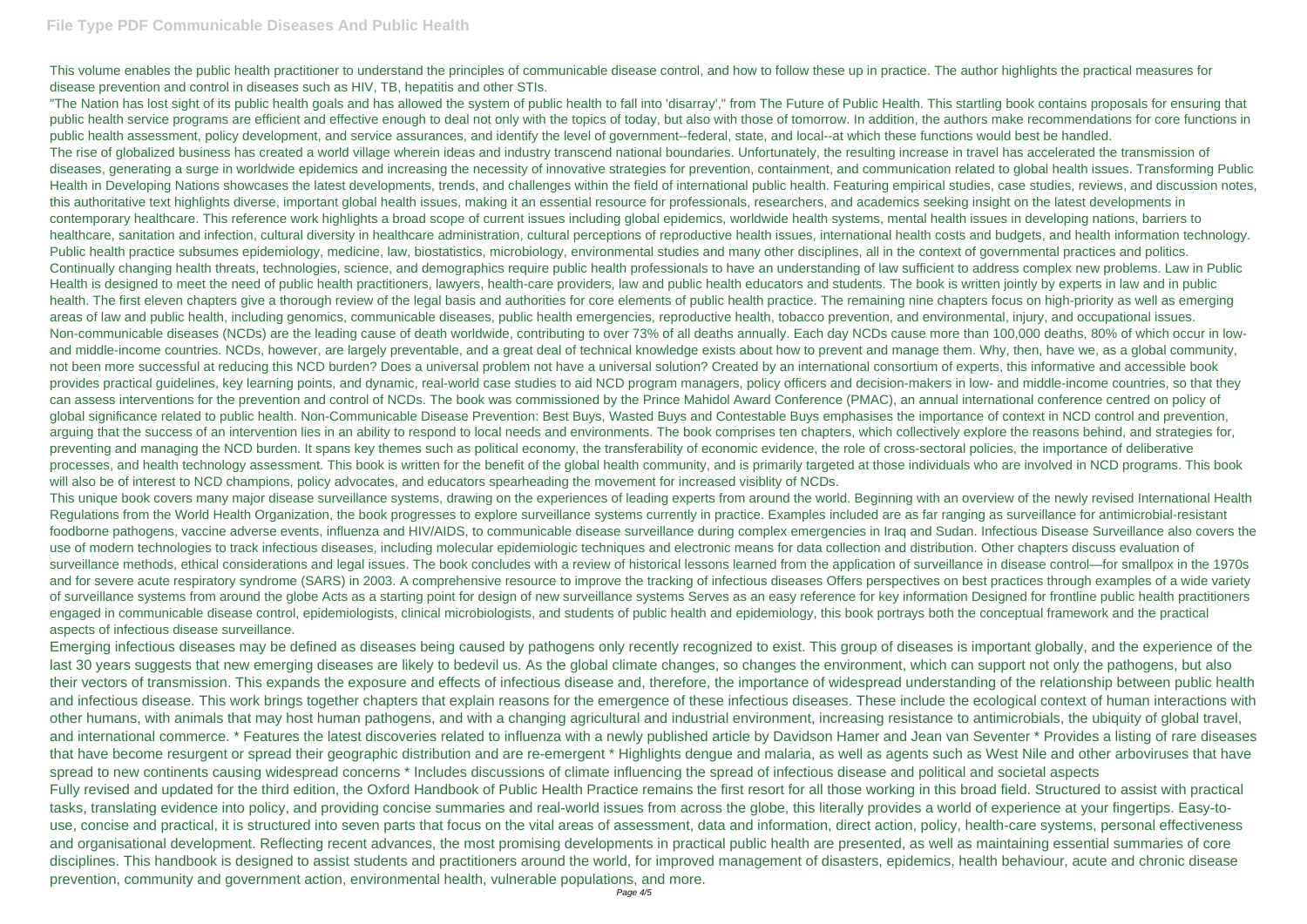This volume enables the public health practitioner to understand the principles of communicable disease control, and how to follow these up in practice. The author highlights the practical measures for disease prevention and control in diseases such as HIV, TB, hepatitis and other STIs.

"The Nation has lost sight of its public health goals and has allowed the system of public health to fall into 'disarray'," from The Future of Public Health. This startling book contains proposals for ensuring that public health service programs are efficient and effective enough to deal not only with the topics of today, but also with those of tomorrow. In addition, the authors make recommendations for core functions in public health assessment, policy development, and service assurances, and identify the level of government--federal, state, and local--at which these functions would best be handled.

The rise of globalized business has created a world village wherein ideas and industry transcend national boundaries. Unfortunately, the resulting increase in travel has accelerated the transmission of diseases, generating a surge in worldwide epidemics and increasing the necessity of innovative strategies for prevention, containment, and communication related to global health issues. Transforming Public Health in Developing Nations showcases the latest developments, trends, and challenges within the field of international public health. Featuring empirical studies, case studies, reviews, and discussion notes, this authoritative text highlights diverse, important global health issues, making it an essential resource for professionals, researchers, and academics seeking insight on the latest developments in contemporary healthcare. This reference work highlights a broad scope of current issues including global epidemics, worldwide health systems, mental health issues in developing nations, barriers to healthcare, sanitation and infection, cultural diversity in healthcare administration, cultural perceptions of reproductive health issues, international health costs and budgets, and health information technology.

Public health practice subsumes epidemiology, medicine, law, biostatistics, microbiology, environmental studies and many other disciplines, all in the context of governmental practices and politics. Continually changing health threats, technologies, science, and demographics require public health professionals to have an understanding of law sufficient to address complex new problems. Law in Public Health is designed to meet the need of public health practitioners, lawyers, health-care providers, law and public health educators and students. The book is written jointly by experts in law and in public health. The first eleven chapters give a thorough review of the legal basis and authorities for core elements of public health practice. The remaining nine chapters focus on high-priority as well as emerging areas of law and public health, including genomics, communicable diseases, public health emergencies, reproductive health, tobacco prevention, and environmental, injury, and occupational issues.

Non-communicable diseases (NCDs) are the leading cause of death worldwide, contributing to over 73% of all deaths annually. Each day NCDs cause more than 100,000 deaths, 80% of which occur in low- and middle-income countries. NCDs, however, are largely preventable, and a great deal of technical knowledge exists about how to prevent and manage them. Why, then, have we, as a global community, not been more successful at reducing this NCD burden? Does a universal problem not have a universal solution? Created by an international consortium of experts, this informative and accessible book provides practical guidelines, key learning points, and dynamic, real-world case studies to aid NCD program managers, policy officers and decision-makers in low- and middle-income countries, so that they can assess interventions for the prevention and control of NCDs. The book was commissioned by the Prince Mahidol Award Conference (PMAC), an annual international conference centred on policy of global significance related to public health. Non-Communicable Disease Prevention: Best Buys, Wasted Buys and Contestable Buys emphasises the importance of context in NCD control and prevention, arguing that the success of an intervention lies in an ability to respond to local needs and environments. The book comprises ten chapters, which collectively explore the reasons behind, and strategies for, preventing and managing the NCD burden. It spans key themes such as political economy, the transferability of economic evidence, the role of cross-sectoral policies, the importance of deliberative processes, and health technology assessment. This book is written for the benefit of the global health community, and is primarily targeted at those individuals who are involved in NCD programs. This book will also be of interest to NCD champions, policy advocates, and educators spearheading the movement for increased visiblity of NCDs.

This unique book covers many major disease surveillance systems, drawing on the experiences of leading experts from around the world. Beginning with an overview of the newly revised International Health Regulations from the World Health Organization, the book progresses to explore surveillance systems currently in practice. Examples included are as far ranging as surveillance for antimicrobial-resistant foodborne pathogens, vaccine adverse events, influenza and HIV/AIDS, to communicable disease surveillance during complex emergencies in Iraq and Sudan. Infectious Disease Surveillance also covers the use of modern technologies to track infectious diseases, including molecular epidemiologic techniques and electronic means for data collection and distribution. Other chapters discuss evaluation of surveillance methods, ethical considerations and legal issues. The book concludes with a review of historical lessons learned from the application of surveillance in disease control—for smallpox in the 1970s and for severe acute respiratory syndrome (SARS) in 2003. A comprehensive resource to improve the tracking of infectious diseases Offers perspectives on best practices through examples of a wide variety of surveillance systems from around the globe Acts as a starting point for design of new surveillance systems Serves as an easy reference for key information Designed for frontline public health practitioners engaged in communicable disease control, epidemiologists, clinical microbiologists, and students of public health and epidemiology, this book portrays both the conceptual framework and the practical aspects of infectious disease surveillance.

Emerging infectious diseases may be defined as diseases being caused by pathogens only recently recognized to exist. This group of diseases is important globally, and the experience of the last 30 years suggests that new emerging diseases are likely to bedevil us. As the global climate changes, so changes the environment, which can support not only the pathogens, but also their vectors of transmission. This expands the exposure and effects of infectious disease and, therefore, the importance of widespread understanding of the relationship between public health and infectious disease. This work brings together chapters that explain reasons for the emergence of these infectious diseases. These include the ecological context of human interactions with other humans, with animals that may host human pathogens, and with a changing agricultural and industrial environment, increasing resistance to antimicrobials, the ubiquity of global travel, and international commerce. * Features the latest discoveries related to influenza with a newly published article by Davidson Hamer and Jean van Seventer * Provides a listing of rare diseases that have become resurgent or spread their geographic distribution and are re-emergent * Highlights dengue and malaria, as well as agents such as West Nile and other arboviruses that have spread to new continents causing widespread concerns * Includes discussions of climate influencing the spread of infectious disease and political and societal aspects

Fully revised and updated for the third edition, the Oxford Handbook of Public Health Practice remains the first resort for all those working in this broad field. Structured to assist with practical tasks, translating evidence into policy, and providing concise summaries and real-world issues from across the globe, this literally provides a world of experience at your fingertips. Easy-to-use, concise and practical, it is structured into seven parts that focus on the vital areas of assessment, data and information, direct action, policy, health-care systems, personal effectiveness and organisational development. Reflecting recent advances, the most promising developments in practical public health are presented, as well as maintaining essential summaries of core disciplines. This handbook is designed to assist students and practitioners around the world, for improved management of disasters, epidemics, health behaviour, acute and chronic disease prevention, community and government action, environmental health, vulnerable populations, and more.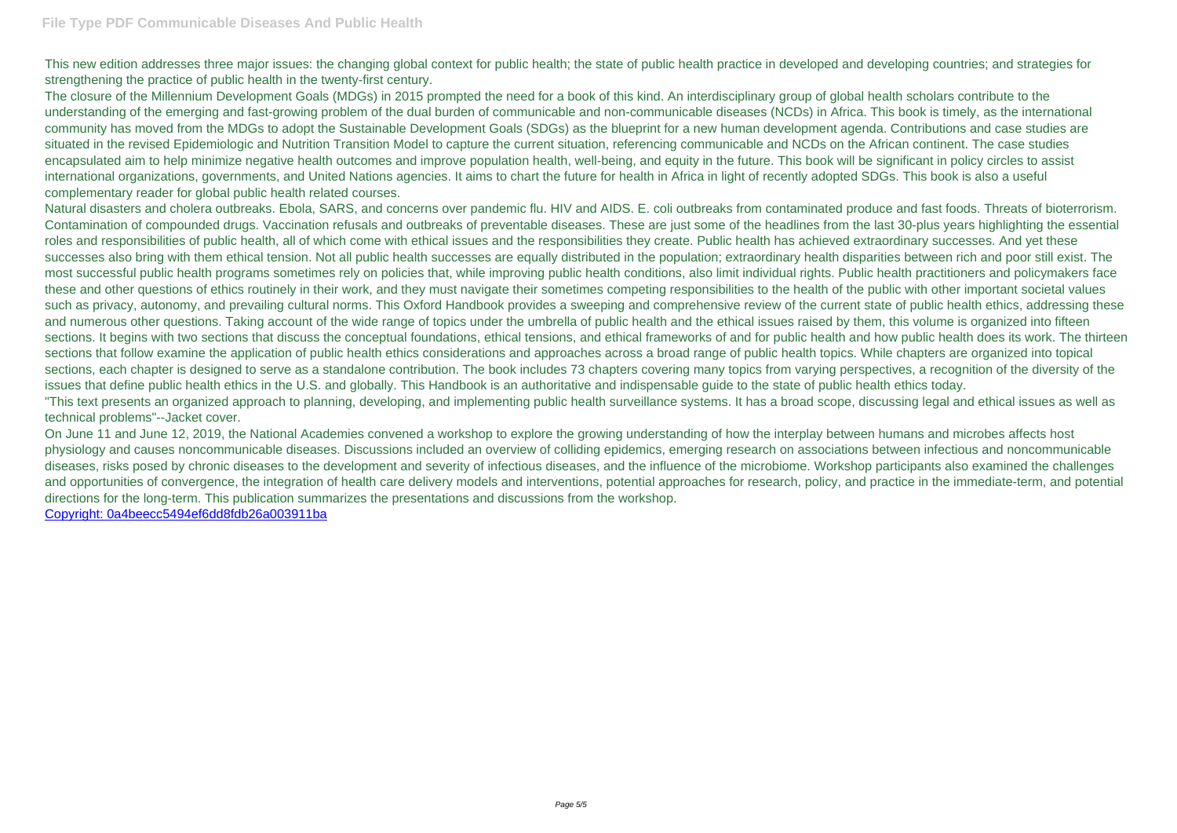This new edition addresses three major issues: the changing global context for public health; the state of public health practice in developed and developing countries; and strategies for strengthening the practice of public health in the twenty-first century.

The closure of the Millennium Development Goals (MDGs) in 2015 prompted the need for a book of this kind. An interdisciplinary group of global health scholars contribute to the understanding of the emerging and fast-growing problem of the dual burden of communicable and non-communicable diseases (NCDs) in Africa. This book is timely, as the international community has moved from the MDGs to adopt the Sustainable Development Goals (SDGs) as the blueprint for a new human development agenda. Contributions and case studies are situated in the revised Epidemiologic and Nutrition Transition Model to capture the current situation, referencing communicable and NCDs on the African continent. The case studies encapsulated aim to help minimize negative health outcomes and improve population health, well-being, and equity in the future. This book will be significant in policy circles to assist international organizations, governments, and United Nations agencies. It aims to chart the future for health in Africa in light of recently adopted SDGs. This book is also a useful complementary reader for global public health related courses.

Natural disasters and cholera outbreaks. Ebola, SARS, and concerns over pandemic flu. HIV and AIDS. E. coli outbreaks from contaminated produce and fast foods. Threats of bioterrorism. Contamination of compounded drugs. Vaccination refusals and outbreaks of preventable diseases. These are just some of the headlines from the last 30-plus years highlighting the essential roles and responsibilities of public health, all of which come with ethical issues and the responsibilities they create. Public health has achieved extraordinary successes. And yet these successes also bring with them ethical tension. Not all public health successes are equally distributed in the population; extraordinary health disparities between rich and poor still exist. The most successful public health programs sometimes rely on policies that, while improving public health conditions, also limit individual rights. Public health practitioners and policymakers face these and other questions of ethics routinely in their work, and they must navigate their sometimes competing responsibilities to the health of the public with other important societal values such as privacy, autonomy, and prevailing cultural norms. This Oxford Handbook provides a sweeping and comprehensive review of the current state of public health ethics, addressing these and numerous other questions. Taking account of the wide range of topics under the umbrella of public health and the ethical issues raised by them, this volume is organized into fifteen sections. It begins with two sections that discuss the conceptual foundations, ethical tensions, and ethical frameworks of and for public health and how public health does its work. The thirteen sections that follow examine the application of public health ethics considerations and approaches across a broad range of public health topics. While chapters are organized into topical sections, each chapter is designed to serve as a standalone contribution. The book includes 73 chapters covering many topics from varying perspectives, a recognition of the diversity of the issues that define public health ethics in the U.S. and globally. This Handbook is an authoritative and indispensable guide to the state of public health ethics today.

"This text presents an organized approach to planning, developing, and implementing public health surveillance systems. It has a broad scope, discussing legal and ethical issues as well as technical problems"--Jacket cover.

On June 11 and June 12, 2019, the National Academies convened a workshop to explore the growing understanding of how the interplay between humans and microbes affects host physiology and causes noncommunicable diseases. Discussions included an overview of colliding epidemics, emerging research on associations between infectious and noncommunicable diseases, risks posed by chronic diseases to the development and severity of infectious diseases, and the influence of the microbiome. Workshop participants also examined the challenges and opportunities of convergence, the integration of health care delivery models and interventions, potential approaches for research, policy, and practice in the immediate-term, and potential directions for the long-term. This publication summarizes the presentations and discussions from the workshop.

Copyright: 0a4beecc5494ef6dd8fdb26a003911ba